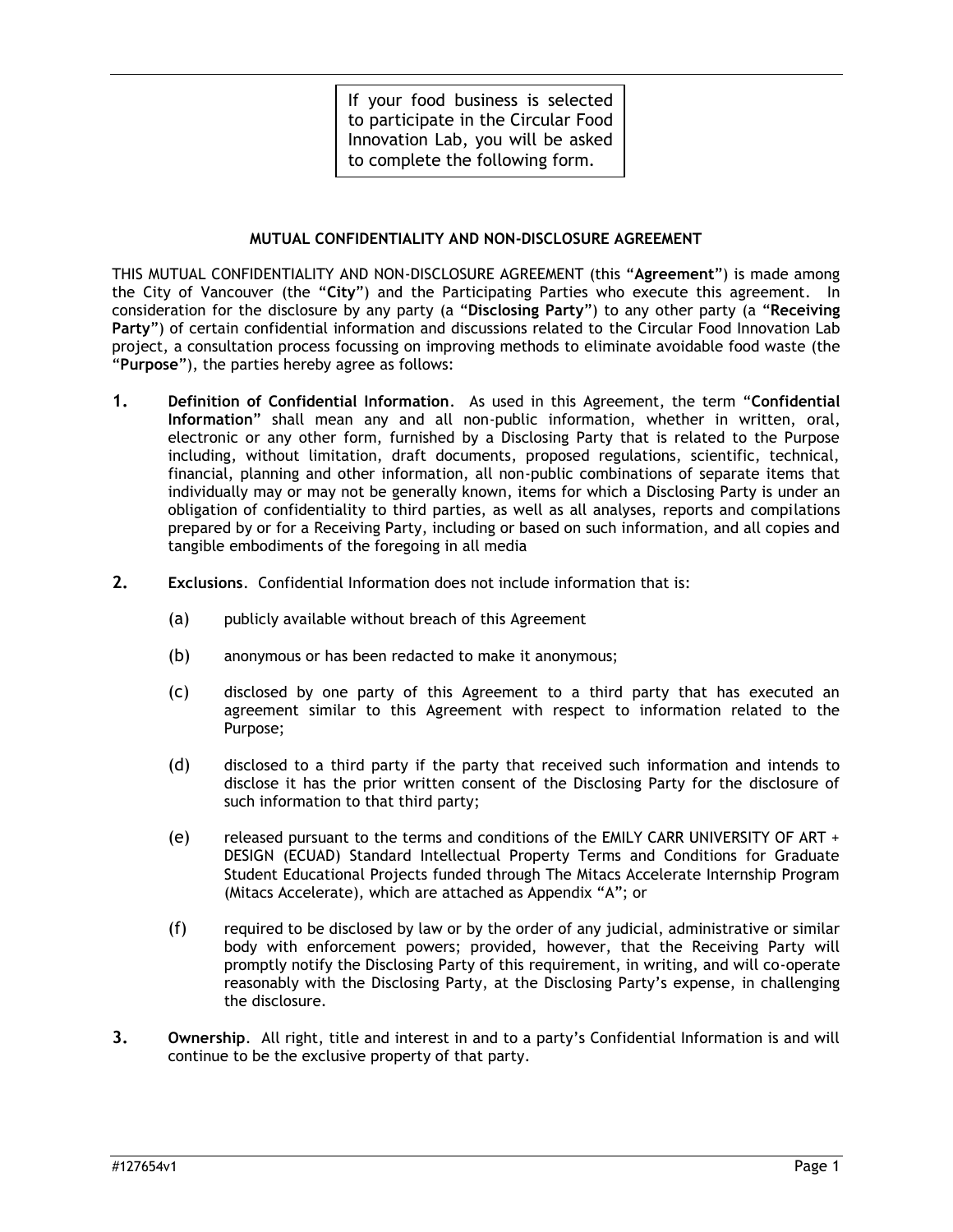If your food business is selected to participate in the Circular Food Innovation Lab, you will be asked to complete the following form.

## MUTUAL CONFIDENTIALITY AND NON-DISCLOSURE AGREEMENT

THIS MUTUAL CONFIDENTIALITY AND NON-DISCLOSURE AGREEMENT (this "**Agreement**") is made among the City of Vancouver (the "**City**") and the Participating Parties who execute this agreement. In consideration for the disclosure by any party (a "**Disclosing Party**") to any other party (a "**Receiving Party**") of certain confidential information and discussions related to the Circular Food Innovation Lab project, a consultation process focussing on improving methods to eliminate avoidable food waste (the "**Purpose**"), the parties hereby agree as follows:

1. **Definition of Confidential Information**. As used in this Agreement, the term "**Confidential Information**" shall mean any and all non-public information, whether in written, oral, electronic or any other form, furnished by a Disclosing Party that is related to the Purpose including, without limitation, draft documents, proposed regulations, scientific, technical, financial, planning and other information, all non-public combinations of separate items that individually may or may not be generally known, items for which a Disclosing Party is under an obligation of confidentiality to third parties, as well as all analyses, reports and compilations prepared by or for a Receiving Party, including or based on such information, and all copies and tangible embodiments of the foregoing in all media

2. **Exclusions**. Confidential Information does not include information that is:

   (a) publicly available without breach of this Agreement

   (b) anonymous or has been redacted to make it anonymous;

   (c) disclosed by one party of this Agreement to a third party that has executed an agreement similar to this Agreement with respect to information related to the Purpose;

   (d) disclosed to a third party if the party that received such information and intends to disclose it has the prior written consent of the Disclosing Party for the disclosure of such information to that third party;

   (e) released pursuant to the terms and conditions of the EMILY CARR UNIVERSITY OF ART + DESIGN (ECUAD) Standard Intellectual Property Terms and Conditions for Graduate Student Educational Projects funded through The Mitacs Accelerate Internship Program (Mitacs Accelerate), which are attached as Appendix "A"; or

   (f) required to be disclosed by law or by the order of any judicial, administrative or similar body with enforcement powers; provided, however, that the Receiving Party will promptly notify the Disclosing Party of this requirement, in writing, and will co-operate reasonably with the Disclosing Party, at the Disclosing Party's expense, in challenging the disclosure.

3. **Ownership**. All right, title and interest in and to a party's Confidential Information is and will continue to be the exclusive property of that party.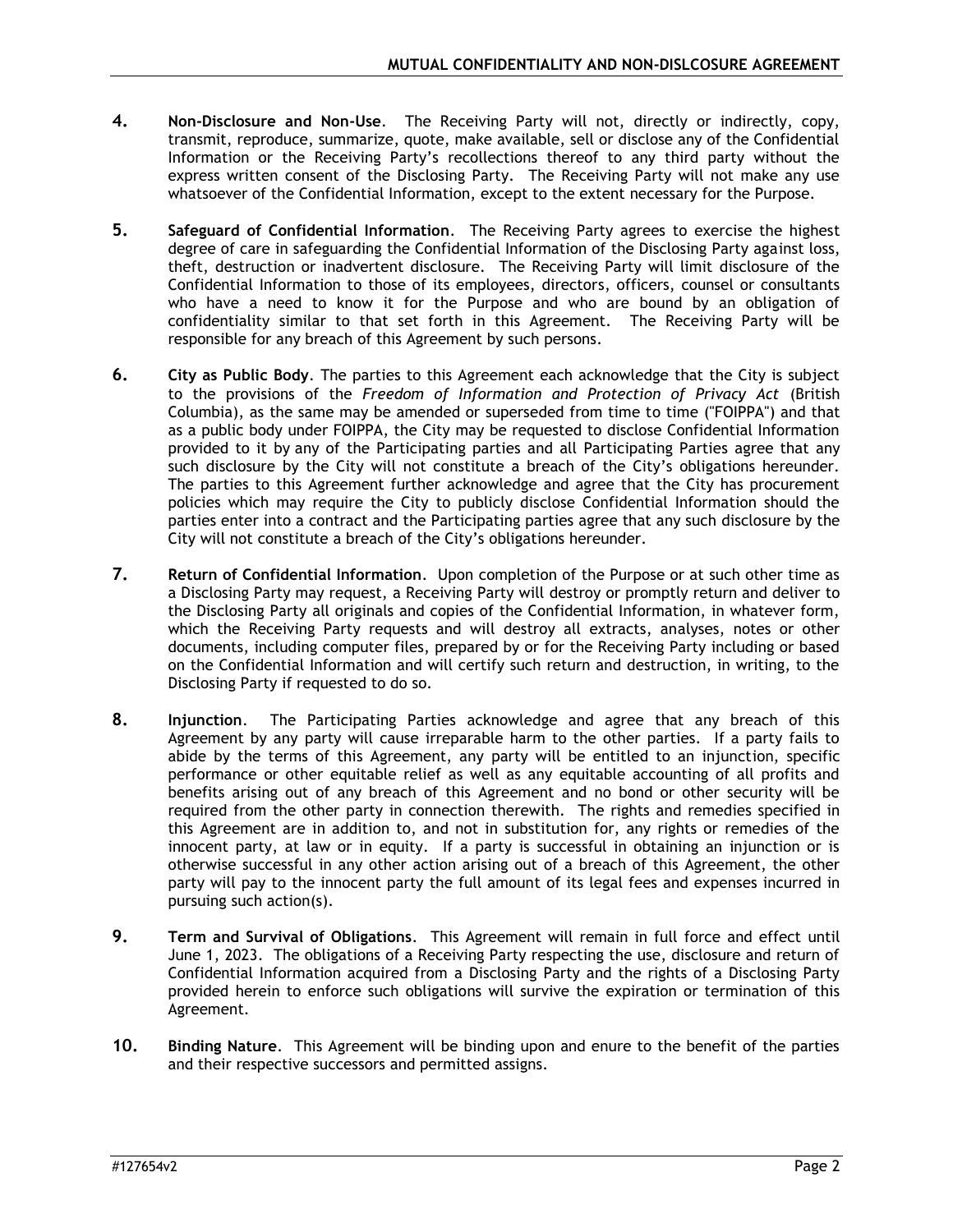4. **Non-Disclosure and Non-Use**. The Receiving Party will not, directly or indirectly, copy, transmit, reproduce, summarize, quote, make available, sell or disclose any of the Confidential Information or the Receiving Party's recollections thereof to any third party without the express written consent of the Disclosing Party. The Receiving Party will not make any use whatsoever of the Confidential Information, except to the extent necessary for the Purpose.

5. **Safeguard of Confidential Information**. The Receiving Party agrees to exercise the highest degree of care in safeguarding the Confidential Information of the Disclosing Party against loss, theft, destruction or inadvertent disclosure. The Receiving Party will limit disclosure of the Confidential Information to those of its employees, directors, officers, counsel or consultants who have a need to know it for the Purpose and who are bound by an obligation of confidentiality similar to that set forth in this Agreement. The Receiving Party will be responsible for any breach of this Agreement by such persons.

6. **City as Public Body**. The parties to this Agreement each acknowledge that the City is subject to the provisions of the *Freedom of Information and Protection of Privacy Act* (British Columbia), as the same may be amended or superseded from time to time ("FOIPPA") and that as a public body under FOIPPA, the City may be requested to disclose Confidential Information provided to it by any of the Participating parties and all Participating Parties agree that any such disclosure by the City will not constitute a breach of the City's obligations hereunder. The parties to this Agreement further acknowledge and agree that the City has procurement policies which may require the City to publicly disclose Confidential Information should the parties enter into a contract and the Participating parties agree that any such disclosure by the City will not constitute a breach of the City's obligations hereunder.

7. **Return of Confidential Information**. Upon completion of the Purpose or at such other time as a Disclosing Party may request, a Receiving Party will destroy or promptly return and deliver to the Disclosing Party all originals and copies of the Confidential Information, in whatever form, which the Receiving Party requests and will destroy all extracts, analyses, notes or other documents, including computer files, prepared by or for the Receiving Party including or based on the Confidential Information and will certify such return and destruction, in writing, to the Disclosing Party if requested to do so.

8. **Injunction**. The Participating Parties acknowledge and agree that any breach of this Agreement by any party will cause irreparable harm to the other parties. If a party fails to abide by the terms of this Agreement, any party will be entitled to an injunction, specific performance or other equitable relief as well as any equitable accounting of all profits and benefits arising out of any breach of this Agreement and no bond or other security will be required from the other party in connection therewith. The rights and remedies specified in this Agreement are in addition to, and not in substitution for, any rights or remedies of the innocent party, at law or in equity. If a party is successful in obtaining an injunction or is otherwise successful in any other action arising out of a breach of this Agreement, the other party will pay to the innocent party the full amount of its legal fees and expenses incurred in pursuing such action(s).

9. **Term and Survival of Obligations**. This Agreement will remain in full force and effect until June 1, 2023. The obligations of a Receiving Party respecting the use, disclosure and return of Confidential Information acquired from a Disclosing Party and the rights of a Disclosing Party provided herein to enforce such obligations will survive the expiration or termination of this Agreement.

10. **Binding Nature**. This Agreement will be binding upon and enure to the benefit of the parties and their respective successors and permitted assigns.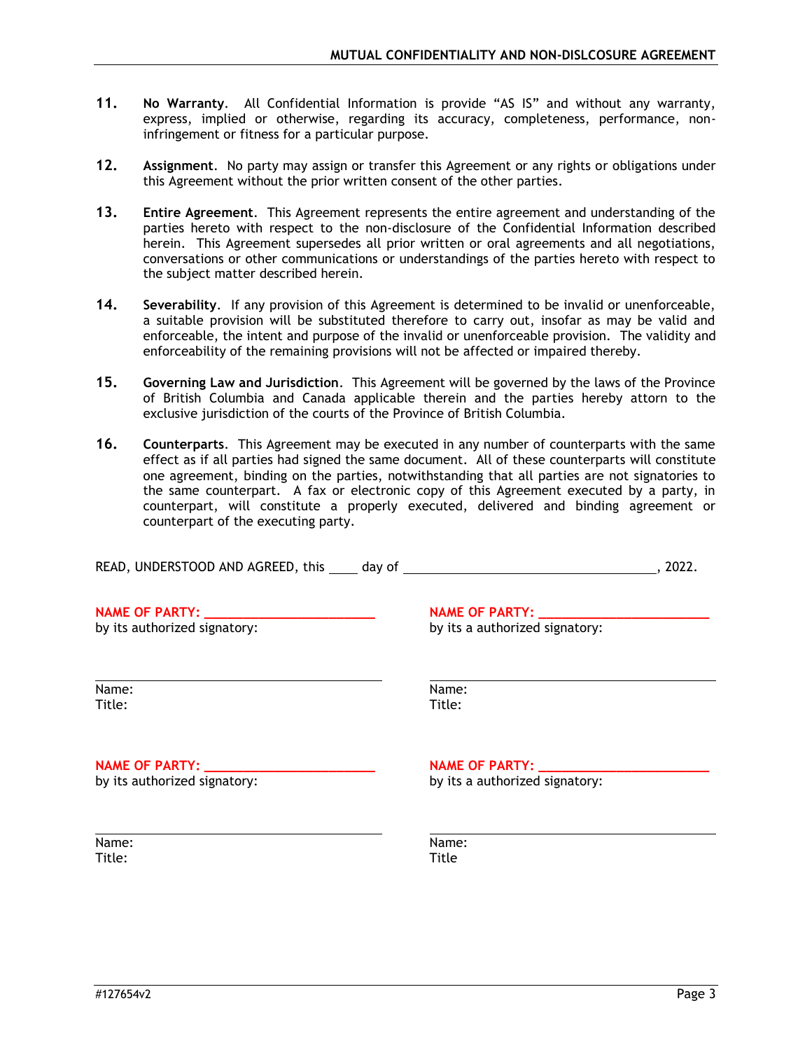11. **No Warranty**. All Confidential Information is provide "AS IS" and without any warranty, express, implied or otherwise, regarding its accuracy, completeness, performance, non-infringement or fitness for a particular purpose.

12. **Assignment**. No party may assign or transfer this Agreement or any rights or obligations under this Agreement without the prior written consent of the other parties.

13. **Entire Agreement**. This Agreement represents the entire agreement and understanding of the parties hereto with respect to the non-disclosure of the Confidential Information described herein. This Agreement supersedes all prior written or oral agreements and all negotiations, conversations or other communications or understandings of the parties hereto with respect to the subject matter described herein.

14. **Severability**. If any provision of this Agreement is determined to be invalid or unenforceable, a suitable provision will be substituted therefore to carry out, insofar as may be valid and enforceable, the intent and purpose of the invalid or unenforceable provision. The validity and enforceability of the remaining provisions will not be affected or impaired thereby.

15. **Governing Law and Jurisdiction**. This Agreement will be governed by the laws of the Province of British Columbia and Canada applicable therein and the parties hereby attorn to the exclusive jurisdiction of the courts of the Province of British Columbia.

16. **Counterparts**. This Agreement may be executed in any number of counterparts with the same effect as if all parties had signed the same document. All of these counterparts will constitute one agreement, binding on the parties, notwithstanding that all parties are not signatories to the same counterpart. A fax or electronic copy of this Agreement executed by a party, in counterpart, will constitute a properly executed, delivered and binding agreement or counterpart of the executing party.

READ, UNDERSTOOD AND AGREED, this ____ day of ______________________________, 2022.

**NAME OF PARTY: ______________________**
by its authorized signatory:

______________________________
Name:
Title:

**NAME OF PARTY: ______________________**
by its a authorized signatory:

______________________________
Name:
Title:

**NAME OF PARTY: ______________________**
by its authorized signatory:

______________________________
Name:
Title:

**NAME OF PARTY: ______________________**
by its a authorized signatory:

______________________________
Name:
Title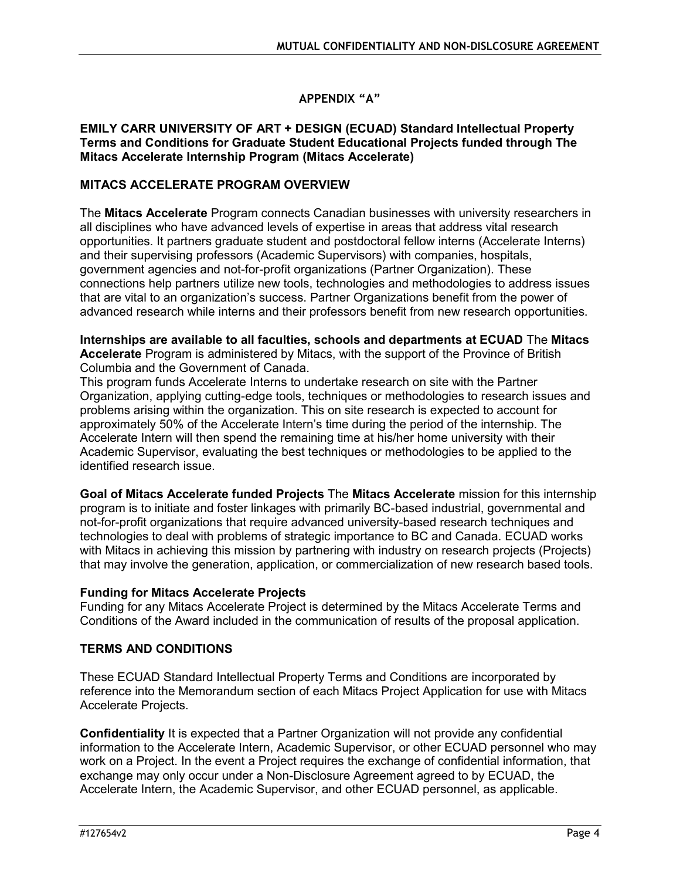## APPENDIX "A"

**EMILY CARR UNIVERSITY OF ART + DESIGN (ECUAD) Standard Intellectual Property Terms and Conditions for Graduate Student Educational Projects funded through The Mitacs Accelerate Internship Program (Mitacs Accelerate)**

### MITACS ACCELERATE PROGRAM OVERVIEW

The **Mitacs Accelerate** Program connects Canadian businesses with university researchers in all disciplines who have advanced levels of expertise in areas that address vital research opportunities. It partners graduate student and postdoctoral fellow interns (Accelerate Interns) and their supervising professors (Academic Supervisors) with companies, hospitals, government agencies and not-for-profit organizations (Partner Organization). These connections help partners utilize new tools, technologies and methodologies to address issues that are vital to an organization's success. Partner Organizations benefit from the power of advanced research while interns and their professors benefit from new research opportunities.

**Internships are available to all faculties, schools and departments at ECUAD** The **Mitacs Accelerate** Program is administered by Mitacs, with the support of the Province of British Columbia and the Government of Canada.
This program funds Accelerate Interns to undertake research on site with the Partner Organization, applying cutting-edge tools, techniques or methodologies to research issues and problems arising within the organization. This on site research is expected to account for approximately 50% of the Accelerate Intern's time during the period of the internship. The Accelerate Intern will then spend the remaining time at his/her home university with their Academic Supervisor, evaluating the best techniques or methodologies to be applied to the identified research issue.

**Goal of Mitacs Accelerate funded Projects** The **Mitacs Accelerate** mission for this internship program is to initiate and foster linkages with primarily BC-based industrial, governmental and not-for-profit organizations that require advanced university-based research techniques and technologies to deal with problems of strategic importance to BC and Canada. ECUAD works with Mitacs in achieving this mission by partnering with industry on research projects (Projects) that may involve the generation, application, or commercialization of new research based tools.

**Funding for Mitacs Accelerate Projects**
Funding for any Mitacs Accelerate Project is determined by the Mitacs Accelerate Terms and Conditions of the Award included in the communication of results of the proposal application.

### TERMS AND CONDITIONS

These ECUAD Standard Intellectual Property Terms and Conditions are incorporated by reference into the Memorandum section of each Mitacs Project Application for use with Mitacs Accelerate Projects.

**Confidentiality** It is expected that a Partner Organization will not provide any confidential information to the Accelerate Intern, Academic Supervisor, or other ECUAD personnel who may work on a Project. In the event a Project requires the exchange of confidential information, that exchange may only occur under a Non-Disclosure Agreement agreed to by ECUAD, the Accelerate Intern, the Academic Supervisor, and other ECUAD personnel, as applicable.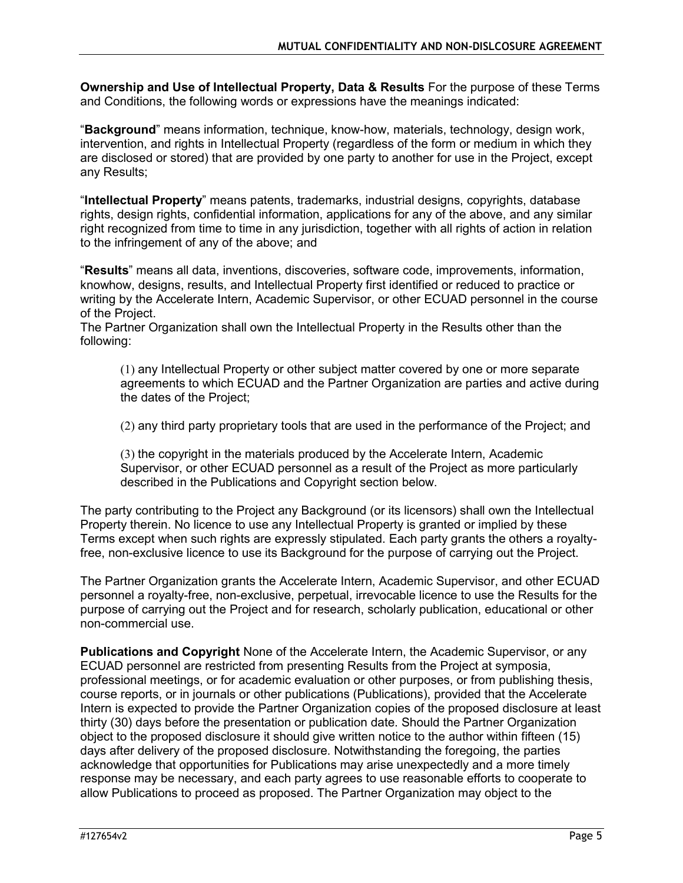**Ownership and Use of Intellectual Property, Data & Results** For the purpose of these Terms and Conditions, the following words or expressions have the meanings indicated:

"**Background**" means information, technique, know-how, materials, technology, design work, intervention, and rights in Intellectual Property (regardless of the form or medium in which they are disclosed or stored) that are provided by one party to another for use in the Project, except any Results;

"**Intellectual Property**" means patents, trademarks, industrial designs, copyrights, database rights, design rights, confidential information, applications for any of the above, and any similar right recognized from time to time in any jurisdiction, together with all rights of action in relation to the infringement of any of the above; and

"**Results**" means all data, inventions, discoveries, software code, improvements, information, knowhow, designs, results, and Intellectual Property first identified or reduced to practice or writing by the Accelerate Intern, Academic Supervisor, or other ECUAD personnel in the course of the Project.

The Partner Organization shall own the Intellectual Property in the Results other than the following:

(1) any Intellectual Property or other subject matter covered by one or more separate agreements to which ECUAD and the Partner Organization are parties and active during the dates of the Project;

(2) any third party proprietary tools that are used in the performance of the Project; and

(3) the copyright in the materials produced by the Accelerate Intern, Academic Supervisor, or other ECUAD personnel as a result of the Project as more particularly described in the Publications and Copyright section below.

The party contributing to the Project any Background (or its licensors) shall own the Intellectual Property therein. No licence to use any Intellectual Property is granted or implied by these Terms except when such rights are expressly stipulated. Each party grants the others a royalty-free, non-exclusive licence to use its Background for the purpose of carrying out the Project.

The Partner Organization grants the Accelerate Intern, Academic Supervisor, and other ECUAD personnel a royalty-free, non-exclusive, perpetual, irrevocable licence to use the Results for the purpose of carrying out the Project and for research, scholarly publication, educational or other non-commercial use.

**Publications and Copyright** None of the Accelerate Intern, the Academic Supervisor, or any ECUAD personnel are restricted from presenting Results from the Project at symposia, professional meetings, or for academic evaluation or other purposes, or from publishing thesis, course reports, or in journals or other publications (Publications), provided that the Accelerate Intern is expected to provide the Partner Organization copies of the proposed disclosure at least thirty (30) days before the presentation or publication date. Should the Partner Organization object to the proposed disclosure it should give written notice to the author within fifteen (15) days after delivery of the proposed disclosure. Notwithstanding the foregoing, the parties acknowledge that opportunities for Publications may arise unexpectedly and a more timely response may be necessary, and each party agrees to use reasonable efforts to cooperate to allow Publications to proceed as proposed. The Partner Organization may object to the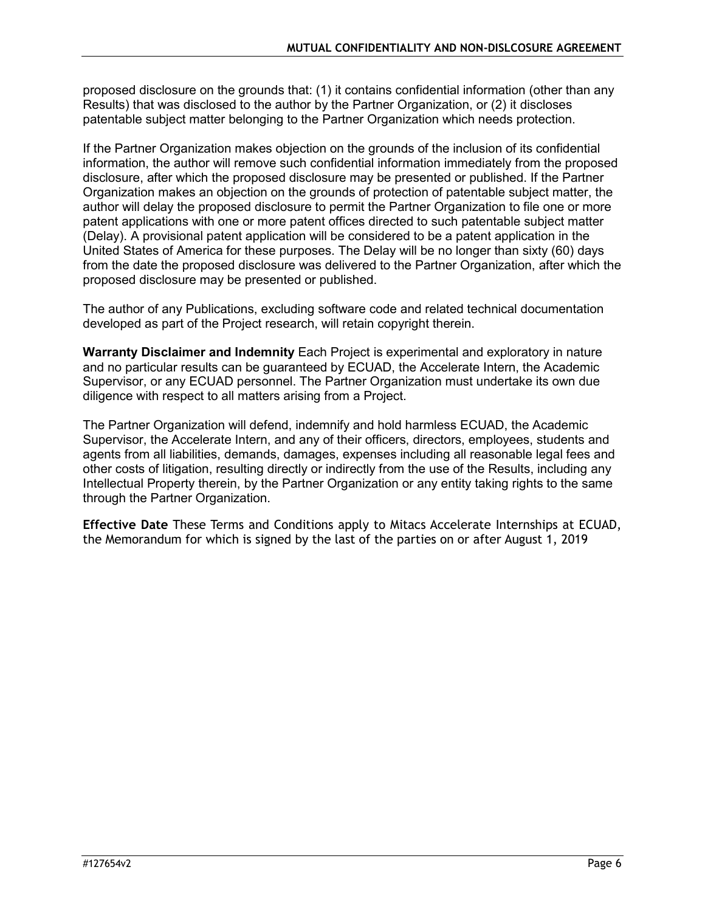proposed disclosure on the grounds that: (1) it contains confidential information (other than any Results) that was disclosed to the author by the Partner Organization, or (2) it discloses patentable subject matter belonging to the Partner Organization which needs protection.

If the Partner Organization makes objection on the grounds of the inclusion of its confidential information, the author will remove such confidential information immediately from the proposed disclosure, after which the proposed disclosure may be presented or published. If the Partner Organization makes an objection on the grounds of protection of patentable subject matter, the author will delay the proposed disclosure to permit the Partner Organization to file one or more patent applications with one or more patent offices directed to such patentable subject matter (Delay). A provisional patent application will be considered to be a patent application in the United States of America for these purposes. The Delay will be no longer than sixty (60) days from the date the proposed disclosure was delivered to the Partner Organization, after which the proposed disclosure may be presented or published.

The author of any Publications, excluding software code and related technical documentation developed as part of the Project research, will retain copyright therein.

**Warranty Disclaimer and Indemnity** Each Project is experimental and exploratory in nature and no particular results can be guaranteed by ECUAD, the Accelerate Intern, the Academic Supervisor, or any ECUAD personnel. The Partner Organization must undertake its own due diligence with respect to all matters arising from a Project.

The Partner Organization will defend, indemnify and hold harmless ECUAD, the Academic Supervisor, the Accelerate Intern, and any of their officers, directors, employees, students and agents from all liabilities, demands, damages, expenses including all reasonable legal fees and other costs of litigation, resulting directly or indirectly from the use of the Results, including any Intellectual Property therein, by the Partner Organization or any entity taking rights to the same through the Partner Organization.

**Effective Date** These Terms and Conditions apply to Mitacs Accelerate Internships at ECUAD, the Memorandum for which is signed by the last of the parties on or after August 1, 2019